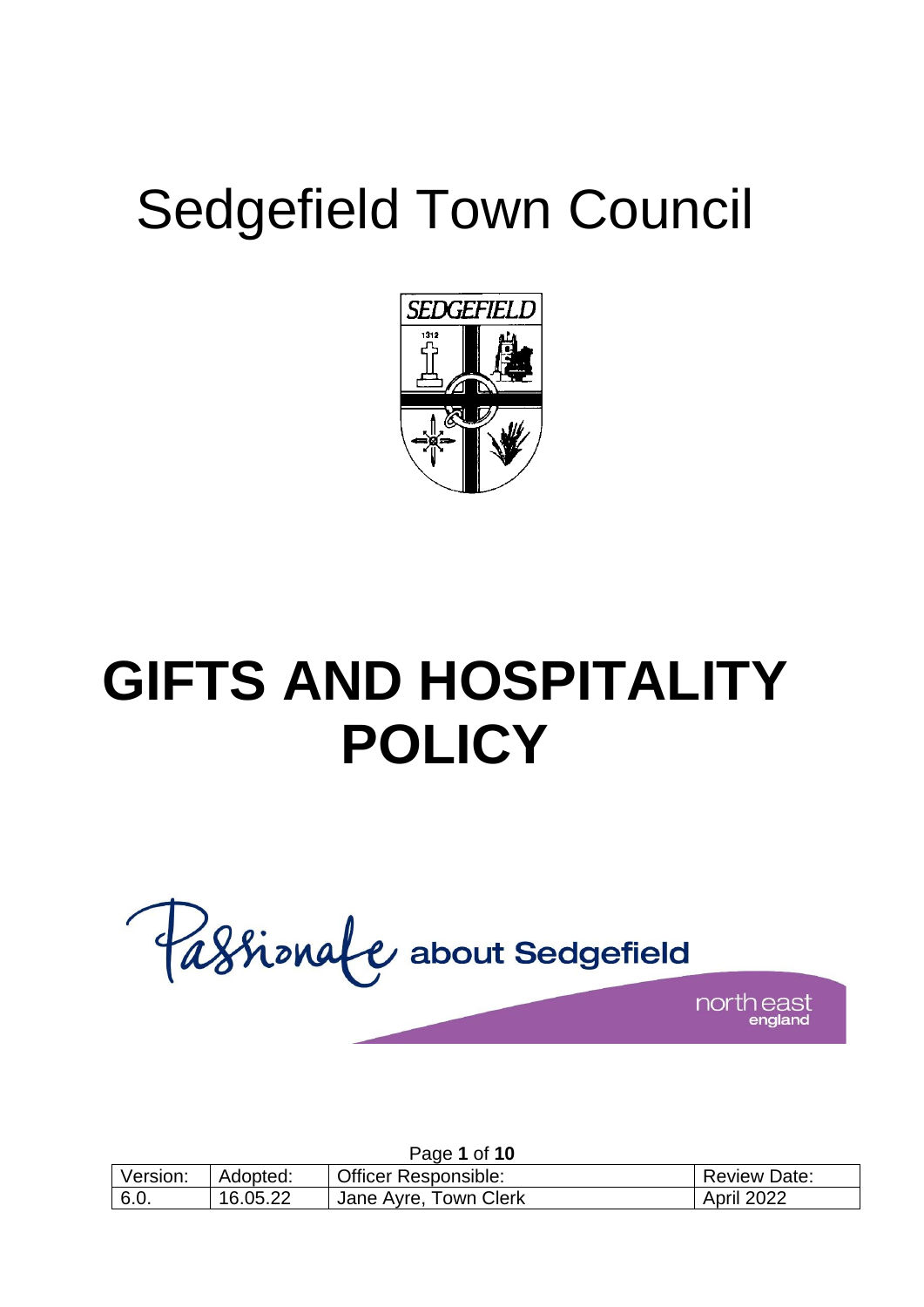# Sedgefield Town Council

# GIFTS AND HOSPITALITY POLICY

Passionate about Sedgefield

north east england

| Version: | Adopted: | Officer Responsible: | Review Date: |
|---|---|---|---|
| 6.0. | 16.05.22 | Jane Ayre, Town Clerk | April 2022 |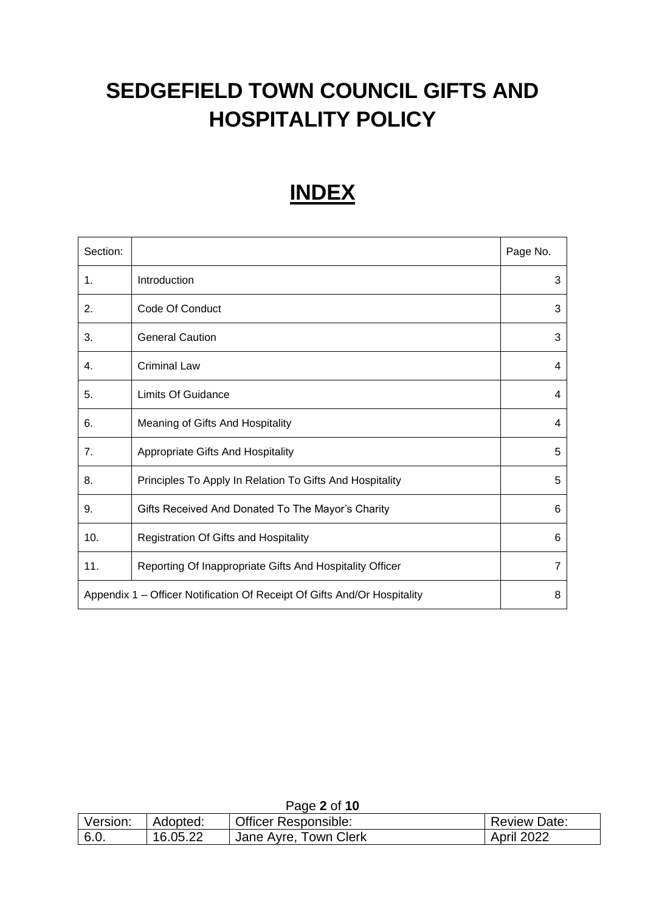# SEDGEFIELD TOWN COUNCIL GIFTS AND HOSPITALITY POLICY

## INDEX

| Section: | | Page No. |
|---|---|---|
| 1. | Introduction | 3 |
| 2. | Code Of Conduct | 3 |
| 3. | General Caution | 3 |
| 4. | Criminal Law | 4 |
| 5. | Limits Of Guidance | 4 |
| 6. | Meaning of Gifts And Hospitality | 4 |
| 7. | Appropriate Gifts And Hospitality | 5 |
| 8. | Principles To Apply In Relation To Gifts And Hospitality | 5 |
| 9. | Gifts Received And Donated To The Mayor's Charity | 6 |
| 10. | Registration Of Gifts and Hospitality | 6 |
| 11. | Reporting Of Inappropriate Gifts And Hospitality Officer | 7 |
| Appendix 1 – Officer Notification Of Receipt Of Gifts And/Or Hospitality | | 8 |

| Version: | Adopted: | Officer Responsible: | Review Date: |
|---|---|---|---|
| 6.0. | 16.05.22 | Jane Ayre, Town Clerk | April 2022 |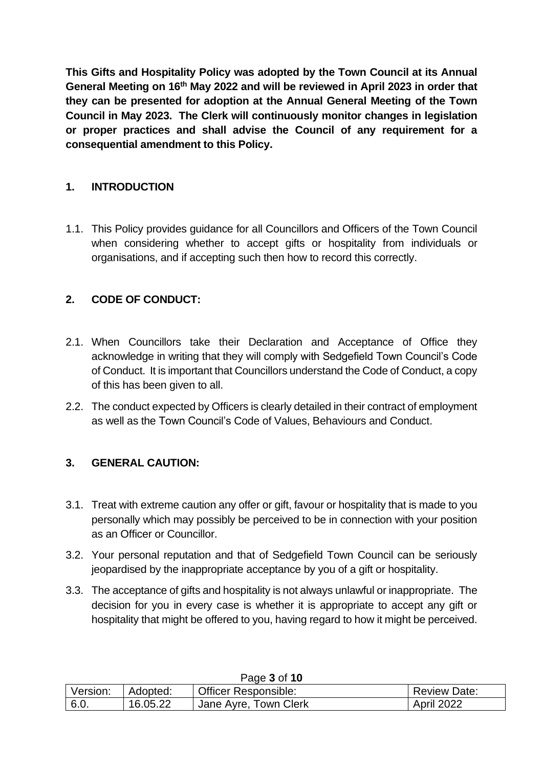**This Gifts and Hospitality Policy was adopted by the Town Council at its Annual General Meeting on 16th May 2022 and will be reviewed in April 2023 in order that they can be presented for adoption at the Annual General Meeting of the Town Council in May 2023. The Clerk will continuously monitor changes in legislation or proper practices and shall advise the Council of any requirement for a consequential amendment to this Policy.**

## 1. INTRODUCTION

1.1. This Policy provides guidance for all Councillors and Officers of the Town Council when considering whether to accept gifts or hospitality from individuals or organisations, and if accepting such then how to record this correctly.

## 2. CODE OF CONDUCT:

2.1. When Councillors take their Declaration and Acceptance of Office they acknowledge in writing that they will comply with Sedgefield Town Council's Code of Conduct. It is important that Councillors understand the Code of Conduct, a copy of this has been given to all.

2.2. The conduct expected by Officers is clearly detailed in their contract of employment as well as the Town Council's Code of Values, Behaviours and Conduct.

## 3. GENERAL CAUTION:

3.1. Treat with extreme caution any offer or gift, favour or hospitality that is made to you personally which may possibly be perceived to be in connection with your position as an Officer or Councillor.

3.2. Your personal reputation and that of Sedgefield Town Council can be seriously jeopardised by the inappropriate acceptance by you of a gift or hospitality.

3.3. The acceptance of gifts and hospitality is not always unlawful or inappropriate. The decision for you in every case is whether it is appropriate to accept any gift or hospitality that might be offered to you, having regard to how it might be perceived.

| Version: | Adopted: | Officer Responsible: | Review Date: |
|---|---|---|---|
| 6.0. | 16.05.22 | Jane Ayre, Town Clerk | April 2022 |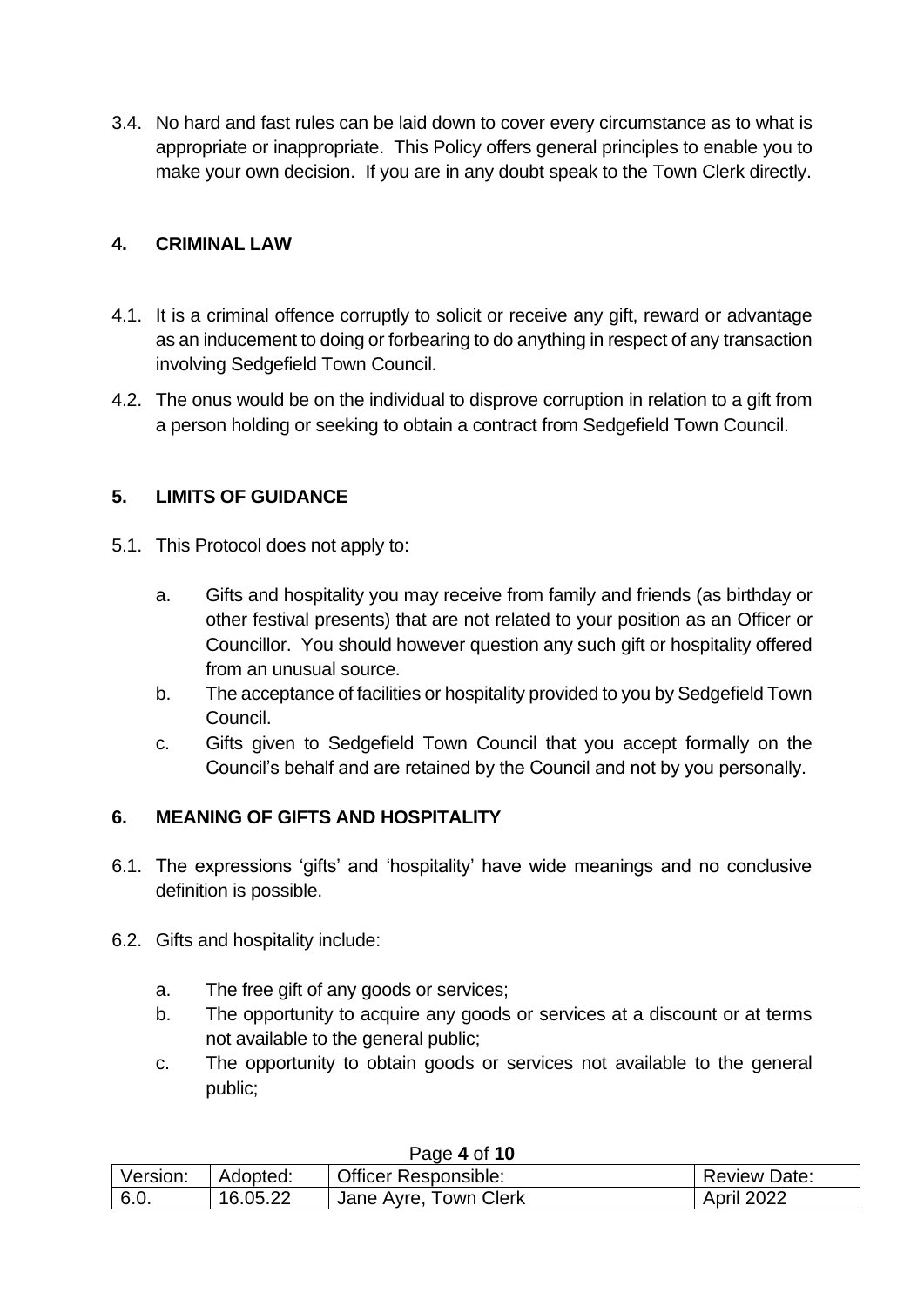3.4. No hard and fast rules can be laid down to cover every circumstance as to what is appropriate or inappropriate. This Policy offers general principles to enable you to make your own decision. If you are in any doubt speak to the Town Clerk directly.

## 4. CRIMINAL LAW

4.1. It is a criminal offence corruptly to solicit or receive any gift, reward or advantage as an inducement to doing or forbearing to do anything in respect of any transaction involving Sedgefield Town Council.

4.2. The onus would be on the individual to disprove corruption in relation to a gift from a person holding or seeking to obtain a contract from Sedgefield Town Council.

## 5. LIMITS OF GUIDANCE

5.1. This Protocol does not apply to:

a. Gifts and hospitality you may receive from family and friends (as birthday or other festival presents) that are not related to your position as an Officer or Councillor. You should however question any such gift or hospitality offered from an unusual source.

b. The acceptance of facilities or hospitality provided to you by Sedgefield Town Council.

c. Gifts given to Sedgefield Town Council that you accept formally on the Council's behalf and are retained by the Council and not by you personally.

## 6. MEANING OF GIFTS AND HOSPITALITY

6.1. The expressions 'gifts' and 'hospitality' have wide meanings and no conclusive definition is possible.

6.2. Gifts and hospitality include:

a. The free gift of any goods or services;

b. The opportunity to acquire any goods or services at a discount or at terms not available to the general public;

c. The opportunity to obtain goods or services not available to the general public;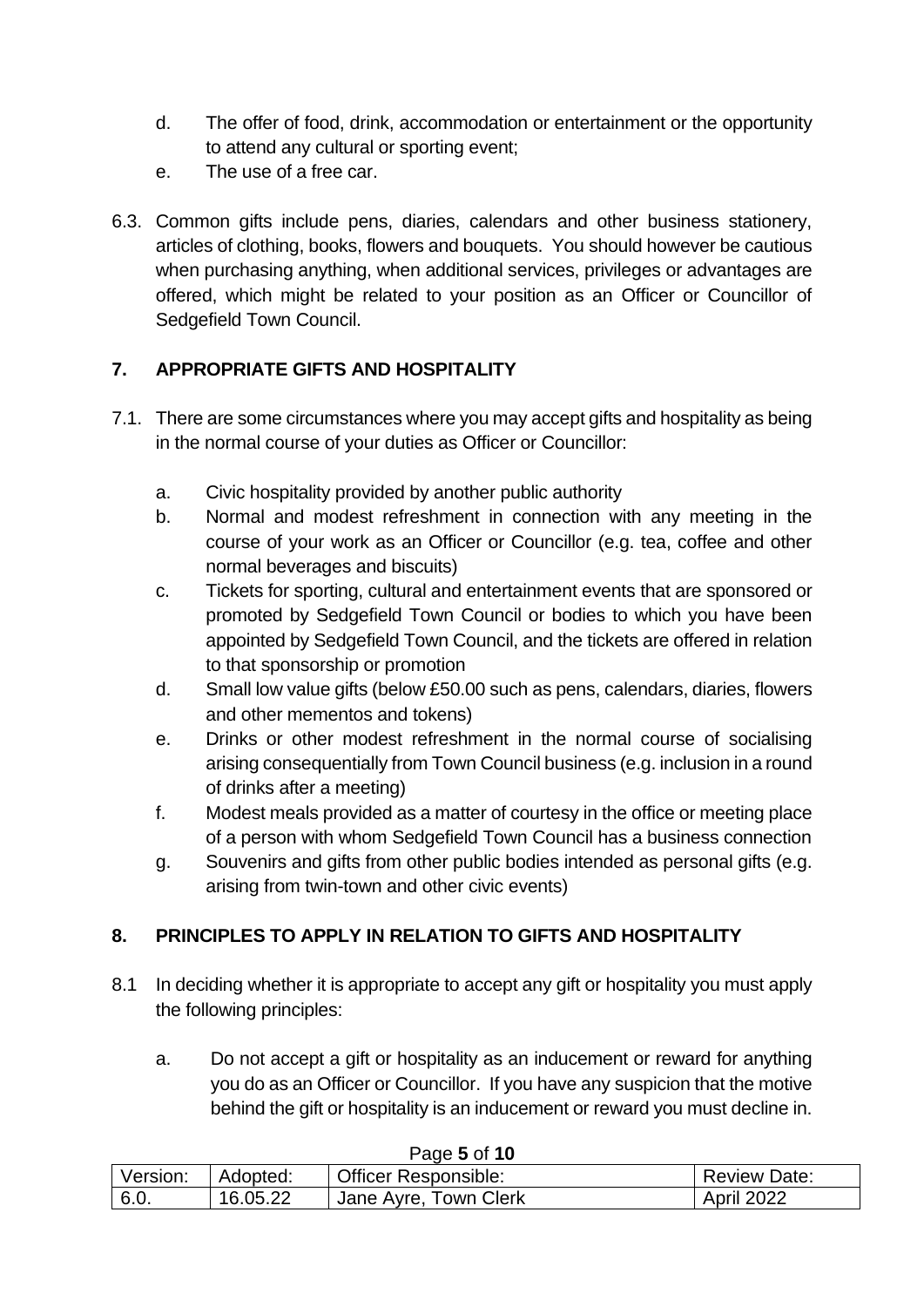d. The offer of food, drink, accommodation or entertainment or the opportunity to attend any cultural or sporting event;
e. The use of a free car.

6.3. Common gifts include pens, diaries, calendars and other business stationery, articles of clothing, books, flowers and bouquets. You should however be cautious when purchasing anything, when additional services, privileges or advantages are offered, which might be related to your position as an Officer or Councillor of Sedgefield Town Council.

## 7. APPROPRIATE GIFTS AND HOSPITALITY

7.1. There are some circumstances where you may accept gifts and hospitality as being in the normal course of your duties as Officer or Councillor:

a. Civic hospitality provided by another public authority
b. Normal and modest refreshment in connection with any meeting in the course of your work as an Officer or Councillor (e.g. tea, coffee and other normal beverages and biscuits)
c. Tickets for sporting, cultural and entertainment events that are sponsored or promoted by Sedgefield Town Council or bodies to which you have been appointed by Sedgefield Town Council, and the tickets are offered in relation to that sponsorship or promotion
d. Small low value gifts (below £50.00 such as pens, calendars, diaries, flowers and other mementos and tokens)
e. Drinks or other modest refreshment in the normal course of socialising arising consequentially from Town Council business (e.g. inclusion in a round of drinks after a meeting)
f. Modest meals provided as a matter of courtesy in the office or meeting place of a person with whom Sedgefield Town Council has a business connection
g. Souvenirs and gifts from other public bodies intended as personal gifts (e.g. arising from twin-town and other civic events)

## 8. PRINCIPLES TO APPLY IN RELATION TO GIFTS AND HOSPITALITY

8.1 In deciding whether it is appropriate to accept any gift or hospitality you must apply the following principles:

a. Do not accept a gift or hospitality as an inducement or reward for anything you do as an Officer or Councillor. If you have any suspicion that the motive behind the gift or hospitality is an inducement or reward you must decline in.

| Version: | Adopted: | Officer Responsible: | Review Date: |
|---|---|---|---|
| 6.0. | 16.05.22 | Jane Ayre, Town Clerk | April 2022 |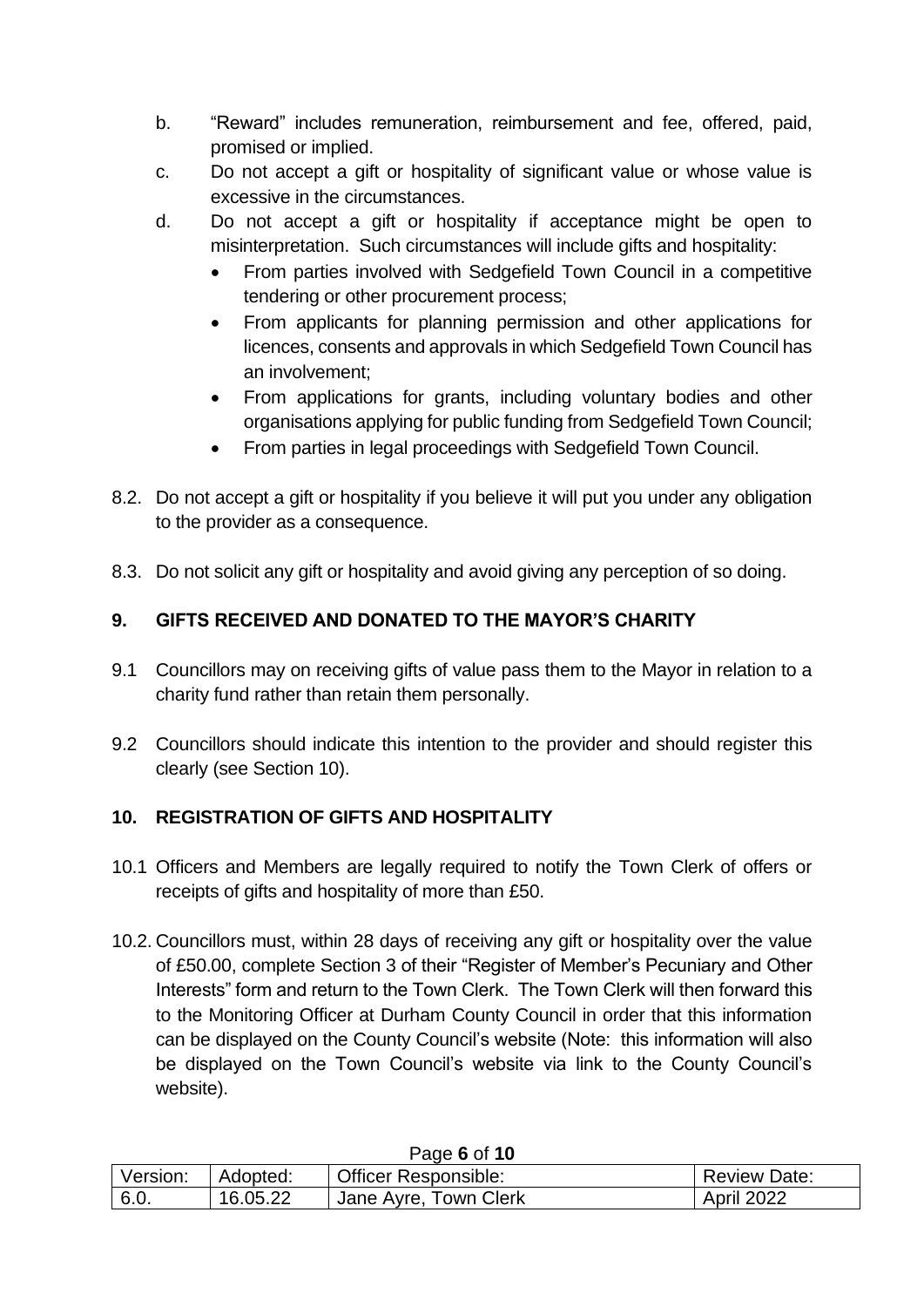b. "Reward" includes remuneration, reimbursement and fee, offered, paid, promised or implied.

c. Do not accept a gift or hospitality of significant value or whose value is excessive in the circumstances.

d. Do not accept a gift or hospitality if acceptance might be open to misinterpretation. Such circumstances will include gifts and hospitality:

- From parties involved with Sedgefield Town Council in a competitive tendering or other procurement process;
- From applicants for planning permission and other applications for licences, consents and approvals in which Sedgefield Town Council has an involvement;
- From applications for grants, including voluntary bodies and other organisations applying for public funding from Sedgefield Town Council;
- From parties in legal proceedings with Sedgefield Town Council.

8.2. Do not accept a gift or hospitality if you believe it will put you under any obligation to the provider as a consequence.

8.3. Do not solicit any gift or hospitality and avoid giving any perception of so doing.

## 9. GIFTS RECEIVED AND DONATED TO THE MAYOR'S CHARITY

9.1 Councillors may on receiving gifts of value pass them to the Mayor in relation to a charity fund rather than retain them personally.

9.2 Councillors should indicate this intention to the provider and should register this clearly (see Section 10).

## 10. REGISTRATION OF GIFTS AND HOSPITALITY

10.1 Officers and Members are legally required to notify the Town Clerk of offers or receipts of gifts and hospitality of more than £50.

10.2. Councillors must, within 28 days of receiving any gift or hospitality over the value of £50.00, complete Section 3 of their "Register of Member's Pecuniary and Other Interests" form and return to the Town Clerk. The Town Clerk will then forward this to the Monitoring Officer at Durham County Council in order that this information can be displayed on the County Council's website (Note: this information will also be displayed on the Town Council's website via link to the County Council's website).

| Version: | Adopted: | Officer Responsible: | Review Date: |
|---|---|---|---|
| 6.0. | 16.05.22 | Jane Ayre, Town Clerk | April 2022 |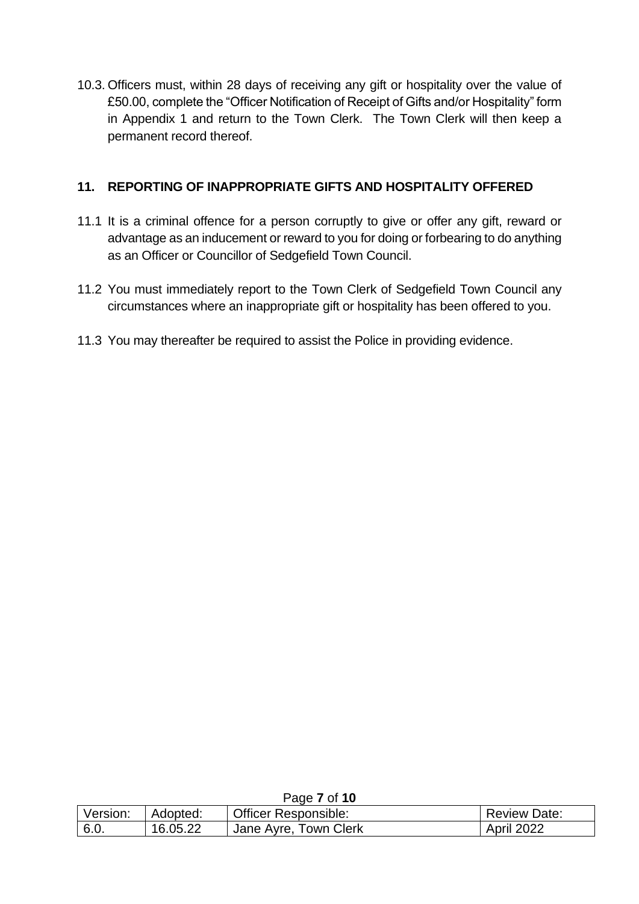10.3. Officers must, within 28 days of receiving any gift or hospitality over the value of £50.00, complete the "Officer Notification of Receipt of Gifts and/or Hospitality" form in Appendix 1 and return to the Town Clerk. The Town Clerk will then keep a permanent record thereof.

## 11. REPORTING OF INAPPROPRIATE GIFTS AND HOSPITALITY OFFERED

11.1 It is a criminal offence for a person corruptly to give or offer any gift, reward or advantage as an inducement or reward to you for doing or forbearing to do anything as an Officer or Councillor of Sedgefield Town Council.

11.2 You must immediately report to the Town Clerk of Sedgefield Town Council any circumstances where an inappropriate gift or hospitality has been offered to you.

11.3 You may thereafter be required to assist the Police in providing evidence.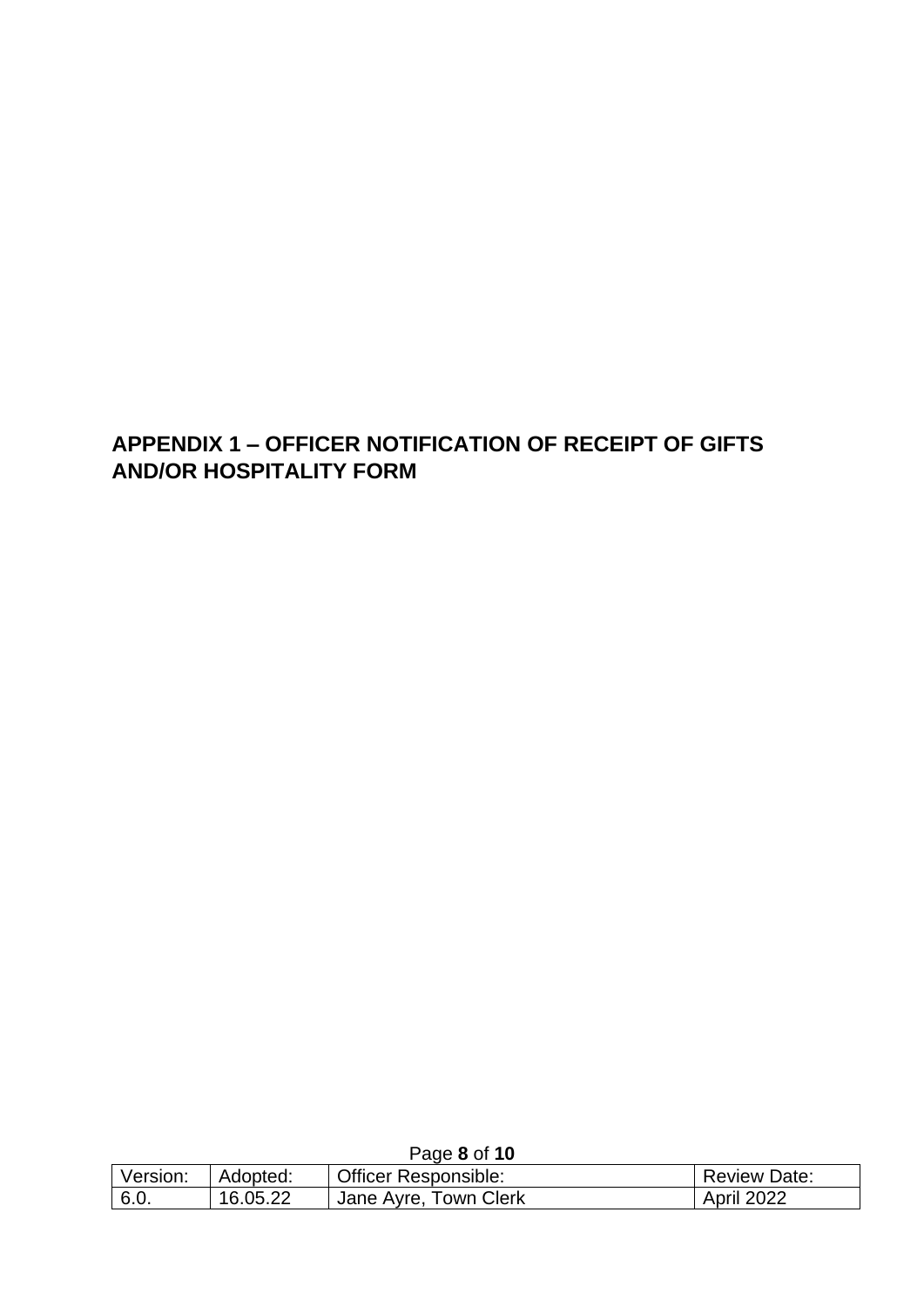## APPENDIX 1 – OFFICER NOTIFICATION OF RECEIPT OF GIFTS AND/OR HOSPITALITY FORM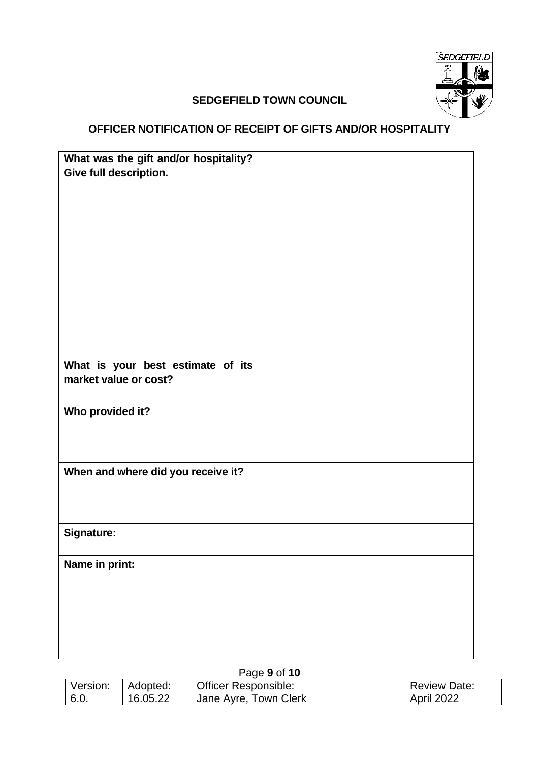**SEDGEFIELD TOWN COUNCIL**

**OFFICER NOTIFICATION OF RECEIPT OF GIFTS AND/OR HOSPITALITY**

| | |
|---|---|
| **What was the gift and/or hospitality? Give full description.** | |
| **What is your best estimate of its market value or cost?** | |
| **Who provided it?** | |
| **When and where did you receive it?** | |
| **Signature:** | |
| **Name in print:** | |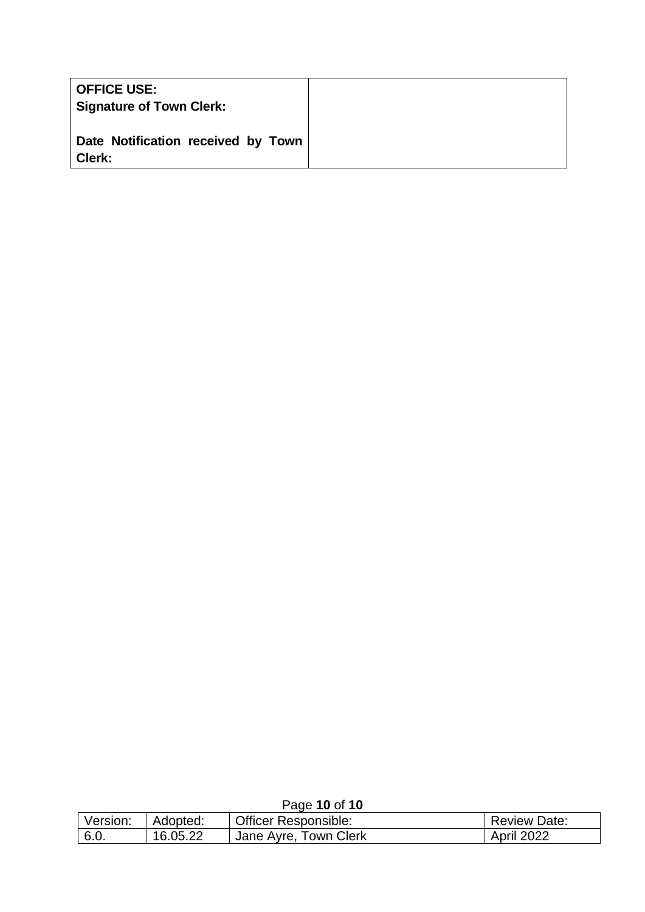| | |
|---|---|
| **OFFICE USE:**<br>**Signature of Town Clerk:**<br><br>**Date Notification received by Town Clerk:** | |